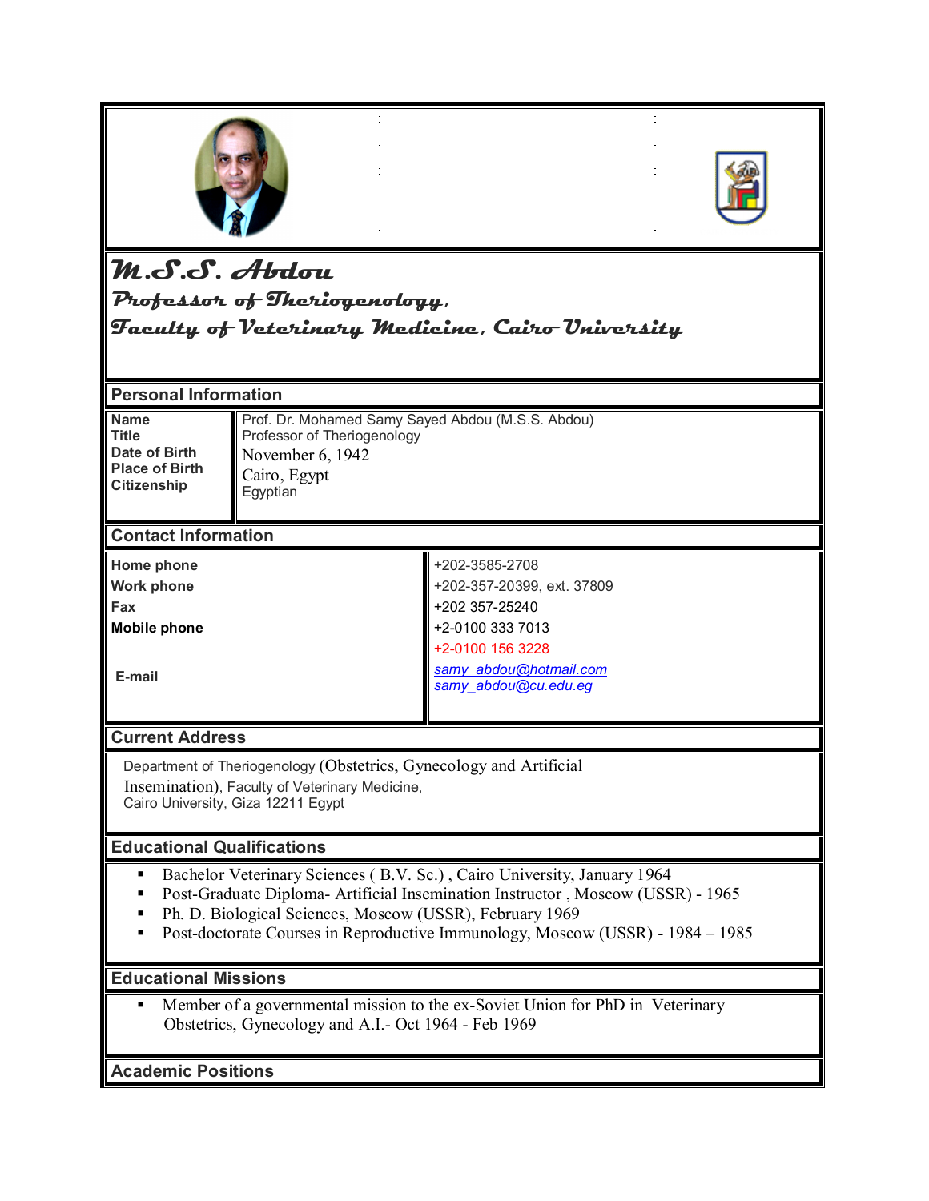# M.S.S. Abdou

## Professor of Theriogenology,

## Faculty of Veterinary Medicine, Cairo University

### Personal Information

| | |
|---|---|
| **Name** | Prof. Dr. Mohamed Samy Sayed Abdou (M.S.S. Abdou) |
| **Title** | Professor of Theriogenology |
| **Date of Birth** | November 6, 1942 |
| **Place of Birth** | Cairo, Egypt |
| **Citizenship** | Egyptian |

### Contact Information

| | |
|---|---|
| **Home phone** | +202-3585-2708 |
| **Work phone** | +202-357-20399, ext. 37809 |
| **Fax** | +202 357-25240 |
| **Mobile phone** | +2-0100 333 7013<br>+2-0100 156 3228 |
| **E-mail** | samy_abdou@hotmail.com<br>samy_abdou@cu.edu.eg |

### Current Address

Department of Theriogenology (Obstetrics, Gynecology and Artificial Insemination), Faculty of Veterinary Medicine, Cairo University, Giza 12211 Egypt

### Educational Qualifications

- Bachelor Veterinary Sciences ( B.V. Sc.) , Cairo University, January 1964
- Post-Graduate Diploma- Artificial Insemination Instructor , Moscow (USSR) - 1965
- Ph. D. Biological Sciences, Moscow (USSR), February 1969
- Post-doctorate Courses in Reproductive Immunology, Moscow (USSR) - 1984 – 1985

### Educational Missions

- Member of a governmental mission to the ex-Soviet Union for PhD in Veterinary Obstetrics, Gynecology and A.I.- Oct 1964 - Feb 1969

### Academic Positions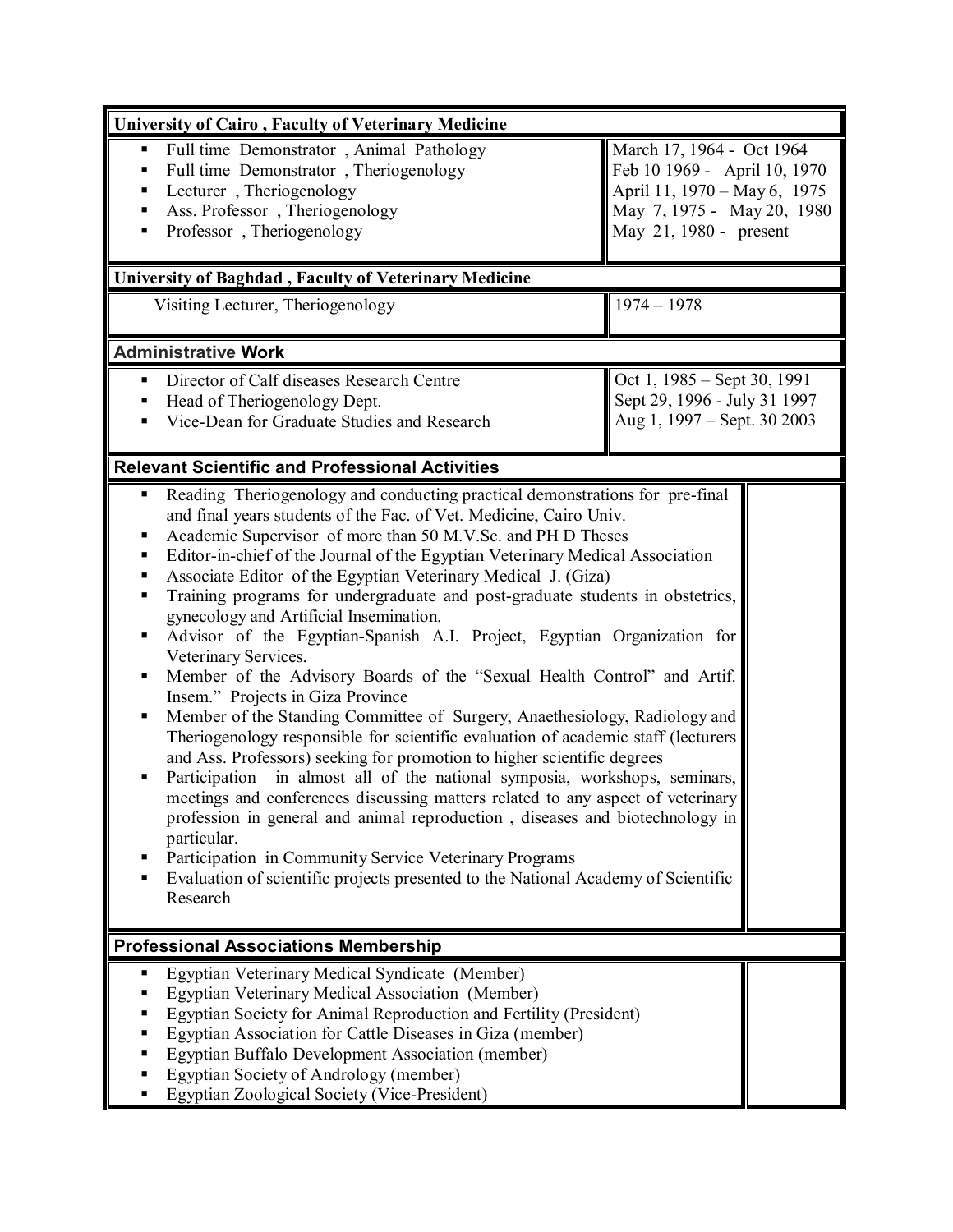## University of Cairo , Faculty of Veterinary Medicine

| Position | Dates |
|---|---|
| Full time Demonstrator , Animal Pathology | March 17, 1964 - Oct 1964 |
| Full time Demonstrator , Theriogenology | Feb 10 1969 - April 10, 1970 |
| Lecturer , Theriogenology | April 11, 1970 – May 6, 1975 |
| Ass. Professor , Theriogenology | May 7, 1975 - May 20, 1980 |
| Professor , Theriogenology | May 21, 1980 - present |

## University of Baghdad , Faculty of Veterinary Medicine

| Position | Dates |
|---|---|
| Visiting Lecturer, Theriogenology | 1974 – 1978 |

## Administrative Work

| Position | Dates |
|---|---|
| Director of Calf diseases Research Centre | Oct 1, 1985 – Sept 30, 1991 |
| Head of Theriogenology Dept. | Sept 29, 1996 - July 31 1997 |
| Vice-Dean for Graduate Studies and Research | Aug 1, 1997 – Sept. 30 2003 |

## Relevant Scientific and Professional Activities

- Reading Theriogenology and conducting practical demonstrations for pre-final and final years students of the Fac. of Vet. Medicine, Cairo Univ.
- Academic Supervisor of more than 50 M.V.Sc. and PH D Theses
- Editor-in-chief of the Journal of the Egyptian Veterinary Medical Association
- Associate Editor of the Egyptian Veterinary Medical J. (Giza)
- Training programs for undergraduate and post-graduate students in obstetrics, gynecology and Artificial Insemination.
- Advisor of the Egyptian-Spanish A.I. Project, Egyptian Organization for Veterinary Services.
- Member of the Advisory Boards of the "Sexual Health Control" and Artif. Insem." Projects in Giza Province
- Member of the Standing Committee of Surgery, Anaethesiology, Radiology and Theriogenology responsible for scientific evaluation of academic staff (lecturers and Ass. Professors) seeking for promotion to higher scientific degrees
- Participation in almost all of the national symposia, workshops, seminars, meetings and conferences discussing matters related to any aspect of veterinary profession in general and animal reproduction , diseases and biotechnology in particular.
- Participation in Community Service Veterinary Programs
- Evaluation of scientific projects presented to the National Academy of Scientific Research

## Professional Associations Membership

- Egyptian Veterinary Medical Syndicate (Member)
- Egyptian Veterinary Medical Association (Member)
- Egyptian Society for Animal Reproduction and Fertility (President)
- Egyptian Association for Cattle Diseases in Giza (member)
- Egyptian Buffalo Development Association (member)
- Egyptian Society of Andrology (member)
- Egyptian Zoological Society (Vice-President)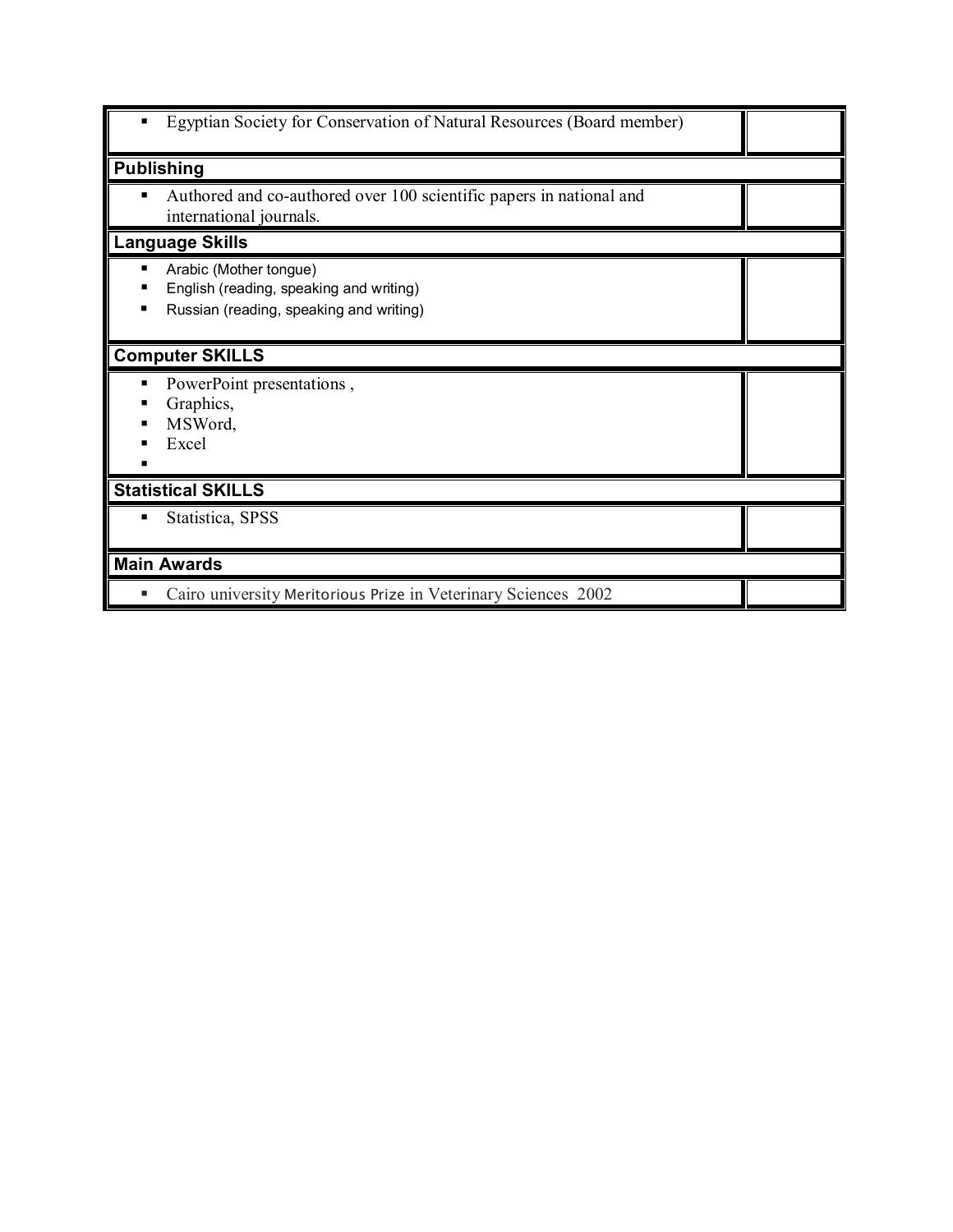- Egyptian Society for Conservation of Natural Resources (Board member)

## Publishing

- Authored and co-authored over 100 scientific papers in national and international journals.

## Language Skills

- Arabic (Mother tongue)
- English (reading, speaking and writing)
- Russian (reading, speaking and writing)

## Computer SKILLS

- PowerPoint presentations ,
- Graphics,
- MSWord,
- Excel

## Statistical SKILLS

- Statistica, SPSS

## Main Awards

- Cairo university Meritorious Prize in Veterinary Sciences 2002